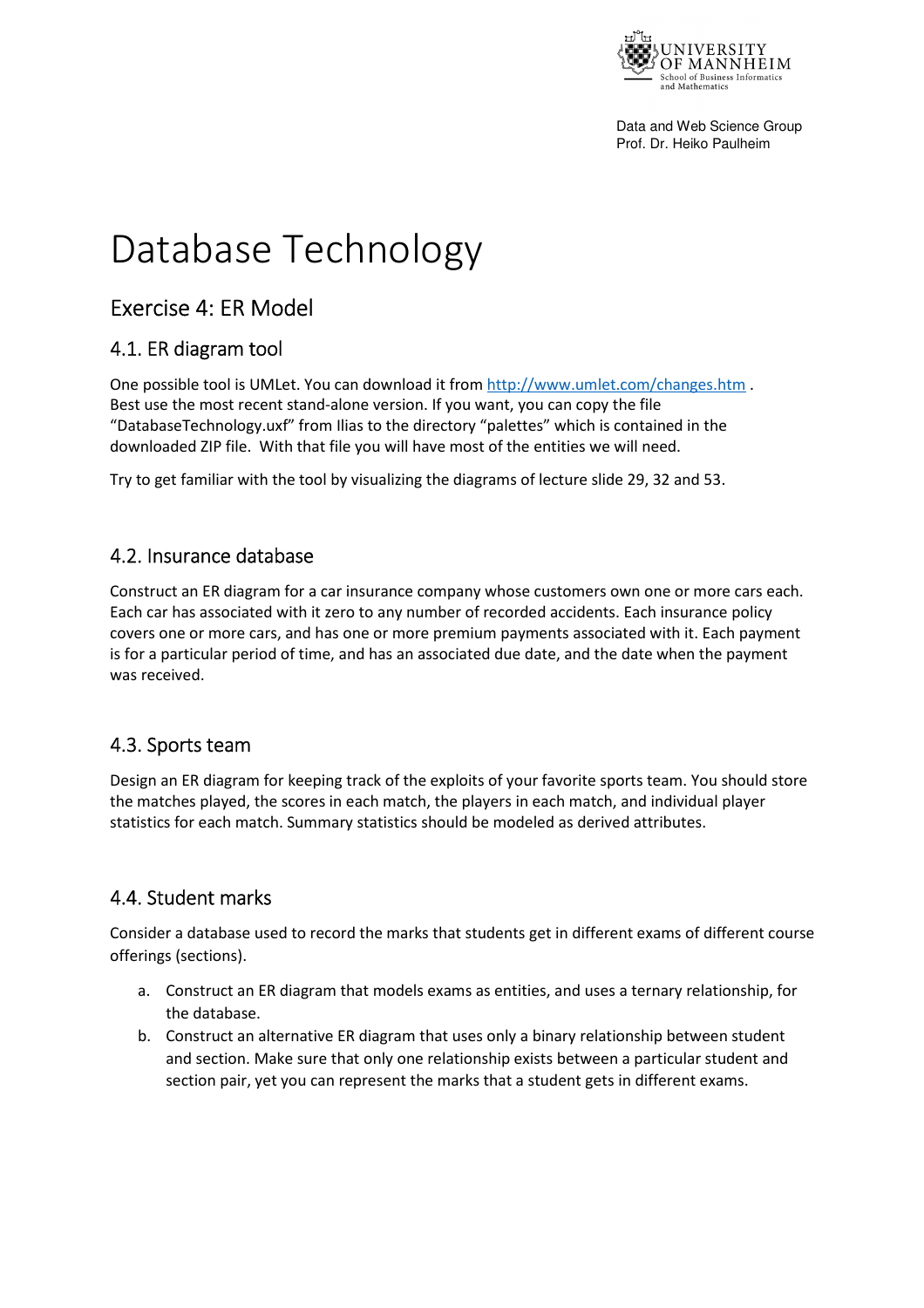Data and Web Science Group
Prof. Dr. Heiko Paulheim

# Database Technology

## Exercise 4: ER Model

### 4.1. ER diagram tool

One possible tool is UMLet. You can download it from http://www.umlet.com/changes.htm . Best use the most recent stand-alone version. If you want, you can copy the file "DatabaseTechnology.uxf" from Ilias to the directory "palettes" which is contained in the downloaded ZIP file. With that file you will have most of the entities we will need.

Try to get familiar with the tool by visualizing the diagrams of lecture slide 29, 32 and 53.

### 4.2. Insurance database

Construct an ER diagram for a car insurance company whose customers own one or more cars each. Each car has associated with it zero to any number of recorded accidents. Each insurance policy covers one or more cars, and has one or more premium payments associated with it. Each payment is for a particular period of time, and has an associated due date, and the date when the payment was received.

### 4.3. Sports team

Design an ER diagram for keeping track of the exploits of your favorite sports team. You should store the matches played, the scores in each match, the players in each match, and individual player statistics for each match. Summary statistics should be modeled as derived attributes.

### 4.4. Student marks

Consider a database used to record the marks that students get in different exams of different course offerings (sections).

a. Construct an ER diagram that models exams as entities, and uses a ternary relationship, for the database.
b. Construct an alternative ER diagram that uses only a binary relationship between student and section. Make sure that only one relationship exists between a particular student and section pair, yet you can represent the marks that a student gets in different exams.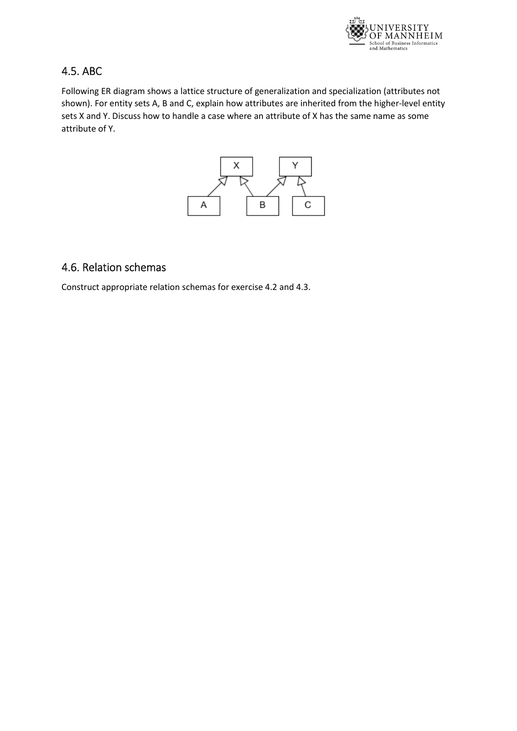## 4.5. ABC

Following ER diagram shows a lattice structure of generalization and specialization (attributes not shown). For entity sets A, B and C, explain how attributes are inherited from the higher-level entity sets X and Y. Discuss how to handle a case where an attribute of X has the same name as some attribute of Y.

X

Y

A

B

C

## 4.6. Relation schemas

Construct appropriate relation schemas for exercise 4.2 and 4.3.